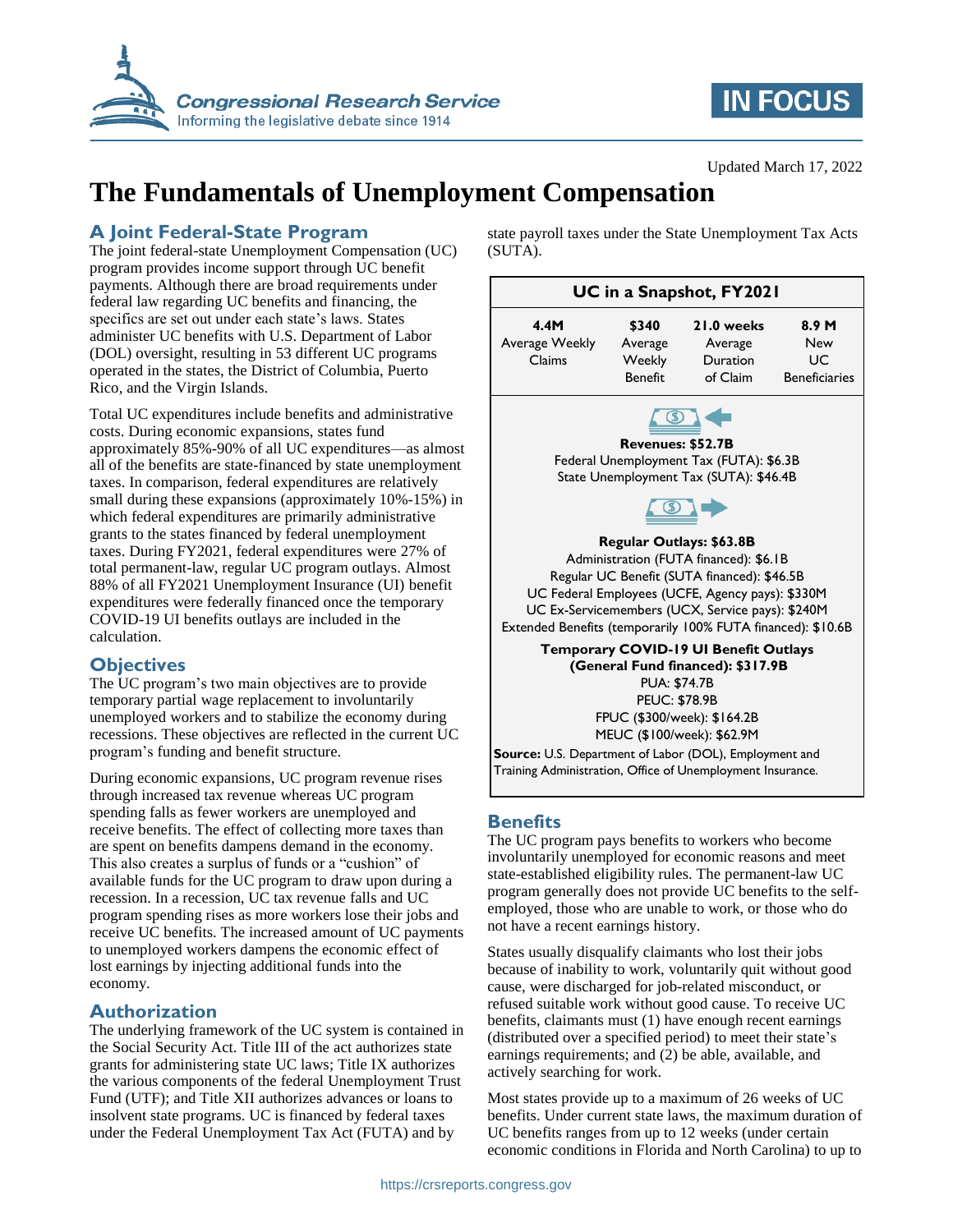Updated March 17, 2022

# The Fundamentals of Unemployment Compensation

## A Joint Federal-State Program

The joint federal-state Unemployment Compensation (UC) program provides income support through UC benefit payments. Although there are broad requirements under federal law regarding UC benefits and financing, the specifics are set out under each state's laws. States administer UC benefits with U.S. Department of Labor (DOL) oversight, resulting in 53 different UC programs operated in the states, the District of Columbia, Puerto Rico, and the Virgin Islands.

Total UC expenditures include benefits and administrative costs. During economic expansions, states fund approximately 85%-90% of all UC expenditures—as almost all of the benefits are state-financed by state unemployment taxes. In comparison, federal expenditures are relatively small during these expansions (approximately 10%-15%) in which federal expenditures are primarily administrative grants to the states financed by federal unemployment taxes. During FY2021, federal expenditures were 27% of total permanent-law, regular UC program outlays. Almost 88% of all FY2021 Unemployment Insurance (UI) benefit expenditures were federally financed once the temporary COVID-19 UI benefits outlays are included in the calculation.

## Objectives

The UC program's two main objectives are to provide temporary partial wage replacement to involuntarily unemployed workers and to stabilize the economy during recessions. These objectives are reflected in the current UC program's funding and benefit structure.

During economic expansions, UC program revenue rises through increased tax revenue whereas UC program spending falls as fewer workers are unemployed and receive benefits. The effect of collecting more taxes than are spent on benefits dampens demand in the economy. This also creates a surplus of funds or a "cushion" of available funds for the UC program to draw upon during a recession. In a recession, UC tax revenue falls and UC program spending rises as more workers lose their jobs and receive UC benefits. The increased amount of UC payments to unemployed workers dampens the economic effect of lost earnings by injecting additional funds into the economy.

## Authorization

The underlying framework of the UC system is contained in the Social Security Act. Title III of the act authorizes state grants for administering state UC laws; Title IX authorizes the various components of the federal Unemployment Trust Fund (UTF); and Title XII authorizes advances or loans to insolvent state programs. UC is financed by federal taxes under the Federal Unemployment Tax Act (FUTA) and by state payroll taxes under the State Unemployment Tax Acts (SUTA).

**UC in a Snapshot, FY2021**

| 4.4M | $340 | 21.0 weeks | 8.9 M |
|---|---|---|---|
| Average Weekly Claims | Average Weekly Benefit | Average Duration of Claim | New UC Beneficiaries |

**Revenues: $52.7B**
Federal Unemployment Tax (FUTA): $6.3B
State Unemployment Tax (SUTA): $46.4B

**Regular Outlays: $63.8B**
Administration (FUTA financed): $6.1B
Regular UC Benefit (SUTA financed): $46.5B
UC Federal Employees (UCFE, Agency pays): $330M
UC Ex-Servicemembers (UCX, Service pays): $240M
Extended Benefits (temporarily 100% FUTA financed): $10.6B

**Temporary COVID-19 UI Benefit Outlays (General Fund financed): $317.9B**
PUA: $74.7B
PEUC: $78.9B
FPUC ($300/week): $164.2B
MEUC ($100/week): $62.9M

**Source:** U.S. Department of Labor (DOL), Employment and Training Administration, Office of Unemployment Insurance.

## Benefits

The UC program pays benefits to workers who become involuntarily unemployed for economic reasons and meet state-established eligibility rules. The permanent-law UC program generally does not provide UC benefits to the self-employed, those who are unable to work, or those who do not have a recent earnings history.

States usually disqualify claimants who lost their jobs because of inability to work, voluntarily quit without good cause, were discharged for job-related misconduct, or refused suitable work without good cause. To receive UC benefits, claimants must (1) have enough recent earnings (distributed over a specified period) to meet their state's earnings requirements; and (2) be able, available, and actively searching for work.

Most states provide up to a maximum of 26 weeks of UC benefits. Under current state laws, the maximum duration of UC benefits ranges from up to 12 weeks (under certain economic conditions in Florida and North Carolina) to up to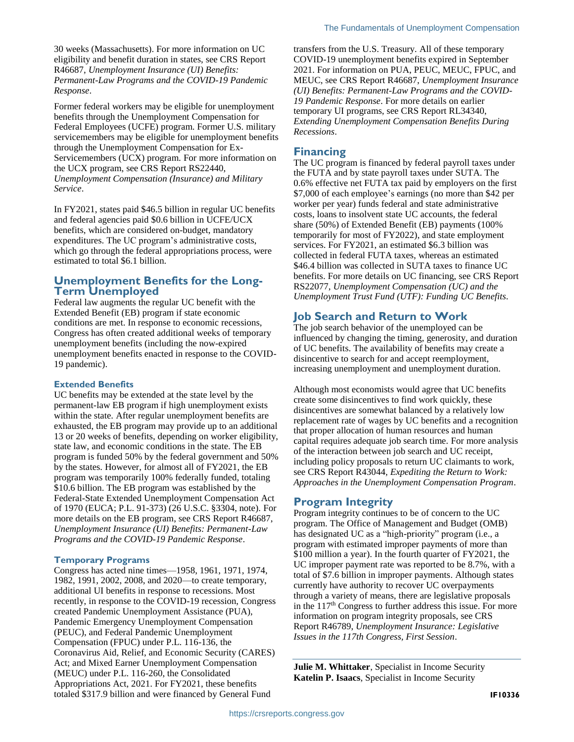30 weeks (Massachusetts). For more information on UC eligibility and benefit duration in states, see CRS Report R46687, *Unemployment Insurance (UI) Benefits: Permanent-Law Programs and the COVID-19 Pandemic Response*.

Former federal workers may be eligible for unemployment benefits through the Unemployment Compensation for Federal Employees (UCFE) program. Former U.S. military servicemembers may be eligible for unemployment benefits through the Unemployment Compensation for Ex-Servicemembers (UCX) program. For more information on the UCX program, see CRS Report RS22440, *Unemployment Compensation (Insurance) and Military Service*.

In FY2021, states paid $46.5 billion in regular UC benefits and federal agencies paid $0.6 billion in UCFE/UCX benefits, which are considered on-budget, mandatory expenditures. The UC program's administrative costs, which go through the federal appropriations process, were estimated to total $6.1 billion.

## Unemployment Benefits for the Long-Term Unemployed

Federal law augments the regular UC benefit with the Extended Benefit (EB) program if state economic conditions are met. In response to economic recessions, Congress has often created additional weeks of temporary unemployment benefits (including the now-expired unemployment benefits enacted in response to the COVID-19 pandemic).

### Extended Benefits

UC benefits may be extended at the state level by the permanent-law EB program if high unemployment exists within the state. After regular unemployment benefits are exhausted, the EB program may provide up to an additional 13 or 20 weeks of benefits, depending on worker eligibility, state law, and economic conditions in the state. The EB program is funded 50% by the federal government and 50% by the states. However, for almost all of FY2021, the EB program was temporarily 100% federally funded, totaling $10.6 billion. The EB program was established by the Federal-State Extended Unemployment Compensation Act of 1970 (EUCA; P.L. 91-373) (26 U.S.C. §3304, note). For more details on the EB program, see CRS Report R46687, *Unemployment Insurance (UI) Benefits: Permanent-Law Programs and the COVID-19 Pandemic Response*.

### Temporary Programs

Congress has acted nine times—1958, 1961, 1971, 1974, 1982, 1991, 2002, 2008, and 2020—to create temporary, additional UI benefits in response to recessions. Most recently, in response to the COVID-19 recession, Congress created Pandemic Unemployment Assistance (PUA), Pandemic Emergency Unemployment Compensation (PEUC), and Federal Pandemic Unemployment Compensation (FPUC) under P.L. 116-136, the Coronavirus Aid, Relief, and Economic Security (CARES) Act; and Mixed Earner Unemployment Compensation (MEUC) under P.L. 116-260, the Consolidated Appropriations Act, 2021. For FY2021, these benefits totaled $317.9 billion and were financed by General Fund transfers from the U.S. Treasury. All of these temporary COVID-19 unemployment benefits expired in September 2021. For information on PUA, PEUC, MEUC, FPUC, and MEUC, see CRS Report R46687, *Unemployment Insurance (UI) Benefits: Permanent-Law Programs and the COVID-19 Pandemic Response*. For more details on earlier temporary UI programs, see CRS Report RL34340, *Extending Unemployment Compensation Benefits During Recessions*.

## Financing

The UC program is financed by federal payroll taxes under the FUTA and by state payroll taxes under SUTA. The 0.6% effective net FUTA tax paid by employers on the first $7,000 of each employee's earnings (no more than $42 per worker per year) funds federal and state administrative costs, loans to insolvent state UC accounts, the federal share (50%) of Extended Benefit (EB) payments (100% temporarily for most of FY2022), and state employment services. For FY2021, an estimated $6.3 billion was collected in federal FUTA taxes, whereas an estimated $46.4 billion was collected in SUTA taxes to finance UC benefits. For more details on UC financing, see CRS Report RS22077, *Unemployment Compensation (UC) and the Unemployment Trust Fund (UTF): Funding UC Benefits*.

## Job Search and Return to Work

The job search behavior of the unemployed can be influenced by changing the timing, generosity, and duration of UC benefits. The availability of benefits may create a disincentive to search for and accept reemployment, increasing unemployment and unemployment duration.

Although most economists would agree that UC benefits create some disincentives to find work quickly, these disincentives are somewhat balanced by a relatively low replacement rate of wages by UC benefits and a recognition that proper allocation of human resources and human capital requires adequate job search time. For more analysis of the interaction between job search and UC receipt, including policy proposals to return UC claimants to work, see CRS Report R43044, *Expediting the Return to Work: Approaches in the Unemployment Compensation Program*.

## Program Integrity

Program integrity continues to be of concern to the UC program. The Office of Management and Budget (OMB) has designated UC as a "high-priority" program (i.e., a program with estimated improper payments of more than $100 million a year). In the fourth quarter of FY2021, the UC improper payment rate was reported to be 8.7%, with a total of $7.6 billion in improper payments. Although states currently have authority to recover UC overpayments through a variety of means, there are legislative proposals in the 117th Congress to further address this issue. For more information on program integrity proposals, see CRS Report R46789, *Unemployment Insurance: Legislative Issues in the 117th Congress, First Session*.

---

**Julie M. Whittaker**, Specialist in Income Security
**Katelin P. Isaacs**, Specialist in Income Security

IF10336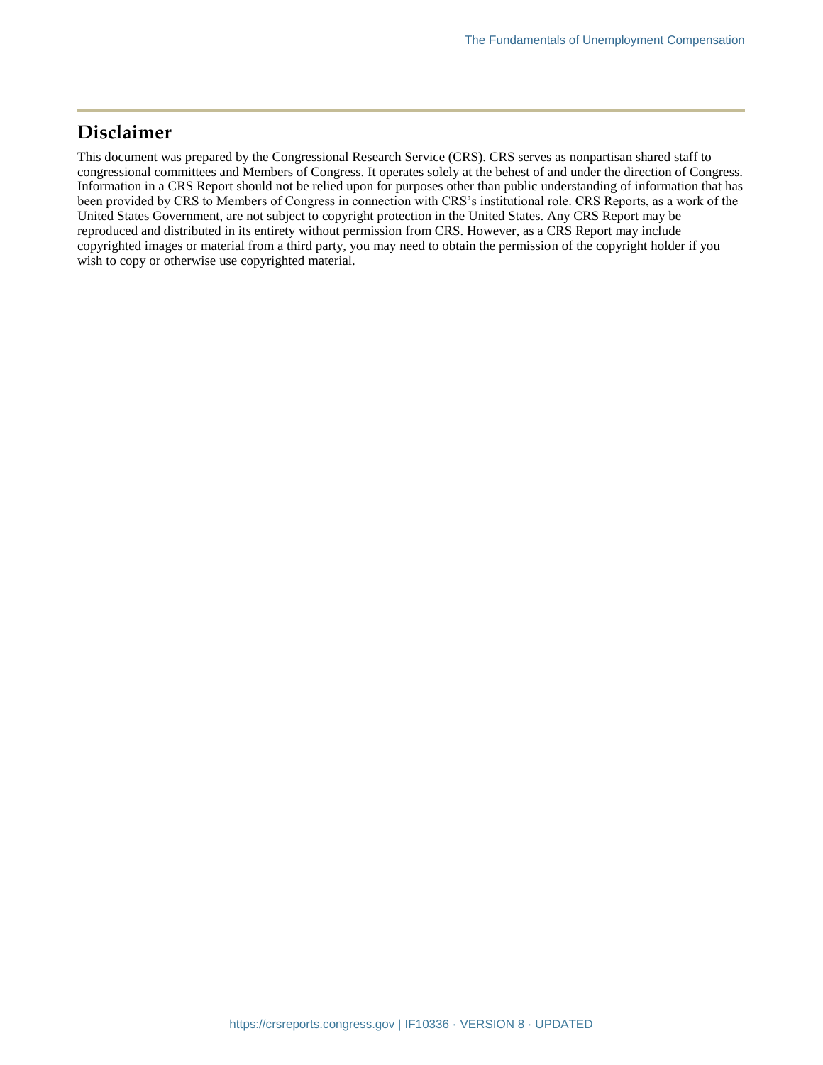## Disclaimer

This document was prepared by the Congressional Research Service (CRS). CRS serves as nonpartisan shared staff to congressional committees and Members of Congress. It operates solely at the behest of and under the direction of Congress. Information in a CRS Report should not be relied upon for purposes other than public understanding of information that has been provided by CRS to Members of Congress in connection with CRS's institutional role. CRS Reports, as a work of the United States Government, are not subject to copyright protection in the United States. Any CRS Report may be reproduced and distributed in its entirety without permission from CRS. However, as a CRS Report may include copyrighted images or material from a third party, you may need to obtain the permission of the copyright holder if you wish to copy or otherwise use copyrighted material.